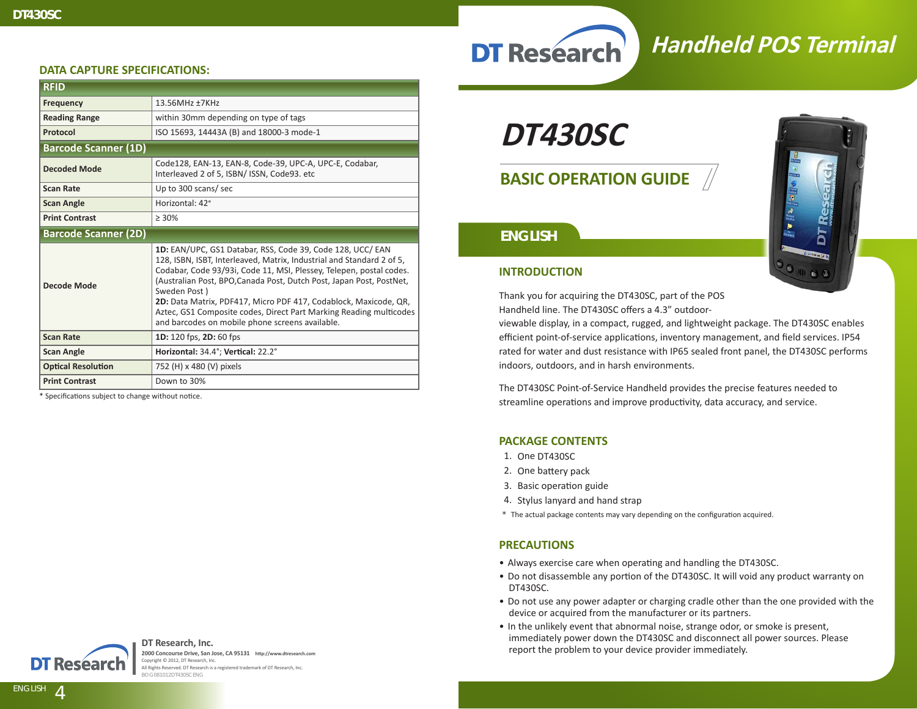## DATA CAPTURE SPECIFICATIONS:

| RFID | |
|---|---|
| **Frequency** | 13.56MHz ±7KHz |
| **Reading Range** | within 30mm depending on type of tags |
| **Protocol** | ISO 15693, 14443A (B) and 18000-3 mode-1 |
| **Barcode Scanner (1D)** | |
| **Decoded Mode** | Code128, EAN-13, EAN-8, Code-39, UPC-A, UPC-E, Codabar, Interleaved 2 of 5, ISBN/ ISSN, Code93. etc |
| **Scan Rate** | Up to 300 scans/ sec |
| **Scan Angle** | Horizontal: 42° |
| **Print Contrast** | ≥ 30% |
| **Barcode Scanner (2D)** | |
| **Decode Mode** | **1D:** EAN/UPC, GS1 Databar, RSS, Code 39, Code 128, UCC/ EAN 128, ISBN, ISBT, Interleaved, Matrix, Industrial and Standard 2 of 5, Codabar, Code 93/93i, Code 11, MSI, Plessey, Telepen, postal codes. (Australian Post, BPO,Canada Post, Dutch Post, Japan Post, PostNet, Sweden Post ) **2D:** Data Matrix, PDF417, Micro PDF 417, Codablock, Maxicode, QR, Aztec, GS1 Composite codes, Direct Part Marking Reading multicodes and barcodes on mobile phone screens available. |
| **Scan Rate** | **1D:** 120 fps, **2D:** 60 fps |
| **Scan Angle** | **Horizontal:** 34.4°; **Vertical:** 22.2° |
| **Optical Resolution** | 752 (H) x 480 (V) pixels |
| **Print Contrast** | Down to 30% |

* Specifications subject to change without notice.

**DT Research, Inc.**
2000 Concourse Drive, San Jose, CA 95131 http://www.dtresearch.com
Copyright © 2012, DT Research, Inc.
All Rights Reserved. DT Research is a registered trademark of DT Research, Inc.
BOG081012DT430SC ENG

# DT Research Handheld POS Terminal

# DT430SC

## BASIC OPERATION GUIDE

### ENGLISH

### INTRODUCTION

Thank you for acquiring the DT430SC, part of the POS Handheld line. The DT430SC offers a 4.3" outdoor-viewable display, in a compact, rugged, and lightweight package. The DT430SC enables efficient point-of-service applications, inventory management, and field services. IP54 rated for water and dust resistance with IP65 sealed front panel, the DT430SC performs indoors, outdoors, and in harsh environments.

The DT430SC Point-of-Service Handheld provides the precise features needed to streamline operations and improve productivity, data accuracy, and service.

### PACKAGE CONTENTS

1. One DT430SC
2. One battery pack
3. Basic operation guide
4. Stylus lanyard and hand strap

* The actual package contents may vary depending on the configuration acquired.

### PRECAUTIONS

- Always exercise care when operating and handling the DT430SC.
- Do not disassemble any portion of the DT430SC. It will void any product warranty on DT430SC.
- Do not use any power adapter or charging cradle other than the one provided with the device or acquired from the manufacturer or its partners.
- In the unlikely event that abnormal noise, strange odor, or smoke is present, immediately power down the DT430SC and disconnect all power sources. Please report the problem to your device provider immediately.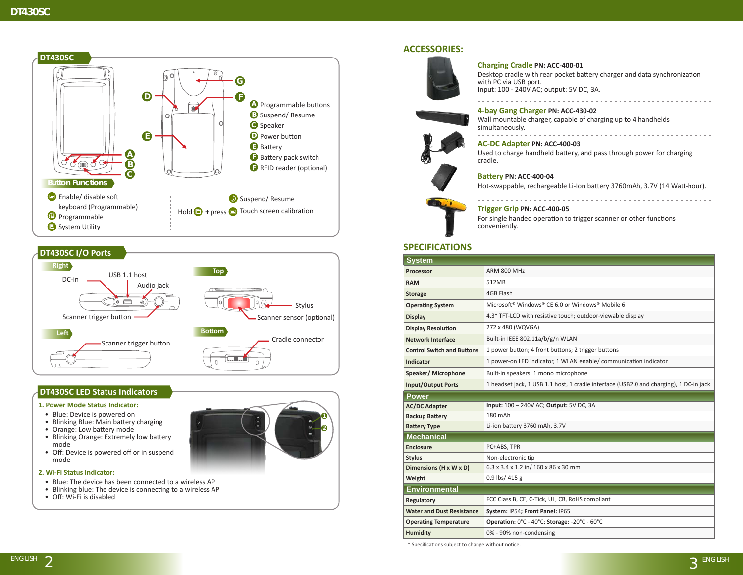## DT430SC

Ⓐ Programmable buttons
Ⓑ Suspend/ Resume
Ⓒ Speaker
Ⓓ Power button
Ⓔ Battery
Ⓕ Battery pack switch
Ⓖ RFID reader (optional)

### Button Functions

- Enable/ disable soft keyboard (Programmable)
- Programmable
- System Utility

- Suspend/ Resume
- Hold + press: Touch screen calibration

## DT430SC I/O Ports

**Right**

DC-in
USB 1.1 host
Audio jack
Scanner trigger button

**Left**

Scanner trigger button

**Top**

Stylus
Scanner sensor (optional)

**Bottom**

Cradle connector

## DT430SC LED Status Indicators

**1. Power Mode Status Indicator:**

- Blue: Device is powered on
- Blinking Blue: Main battery charging
- Orange: Low battery mode
- Blinking Orange: Extremely low battery mode
- Off: Device is powered off or in suspend mode

**2. Wi-Fi Status Indicator:**

- Blue: The device has been connected to a wireless AP
- Blinking blue: The device is connecting to a wireless AP
- Off: Wi-Fi is disabled

## ACCESSORIES:

**Charging Cradle** PN: ACC-400-01
Desktop cradle with rear pocket battery charger and data synchronization with PC via USB port.
Input: 100 - 240V AC; output: 5V DC, 3A.

**4-bay Gang Charger** PN: ACC-430-02
Wall mountable charger, capable of charging up to 4 handhelds simultaneously.

**AC-DC Adapter** PN: ACC-400-03
Used to charge handheld battery, and pass through power for charging cradle.

**Battery** PN: ACC-400-04
Hot-swappable, rechargeable Li-Ion battery 3760mAh, 3.7V (14 Watt-hour).

**Trigger Grip** PN: ACC-400-05
For single handed operation to trigger scanner or other functions conveniently.

## SPECIFICATIONS

| | |
|---|---|
| **System** | |
| Processor | ARM 800 MHz |
| RAM | 512MB |
| Storage | 4GB Flash |
| Operating System | Microsoft® Windows® CE 6.0 or Windows® Mobile 6 |
| Display | 4.3" TFT-LCD with resistive touch; outdoor-viewable display |
| Display Resolution | 272 x 480 (WQVGA) |
| Network Interface | Built-in IEEE 802.11a/b/g/n WLAN |
| Control Switch and Buttons | 1 power button; 4 front buttons; 2 trigger buttons |
| Indicator | 1 power-on LED indicator, 1 WLAN enable/ communication indicator |
| Speaker/ Microphone | Built-in speakers; 1 mono microphone |
| Input/Output Ports | 1 headset jack, 1 USB 1.1 host, 1 cradle interface (USB2.0 and charging), 1 DC-in jack |
| **Power** | |
| AC/DC Adapter | **Input:** 100 – 240V AC; **Output:** 5V DC, 3A |
| Backup Battery | 180 mAh |
| Battery Type | Li-ion battery 3760 mAh, 3.7V |
| **Mechanical** | |
| Enclosure | PC+ABS, TPR |
| Stylus | Non-electronic tip |
| Dimensions (H x W x D) | 6.3 x 3.4 x 1.2 in/ 160 x 86 x 30 mm |
| Weight | 0.9 lbs/ 415 g |
| **Environmental** | |
| Regulatory | FCC Class B, CE, C-Tick, UL, CB, RoHS compliant |
| Water and Dust Resistance | **System:** IP54; **Front Panel:** IP65 |
| Operating Temperature | **Operation:** 0°C - 40°C; **Storage:** -20°C - 60°C |
| Humidity | 0% - 90% non-condensing |

* Specifications subject to change without notice.